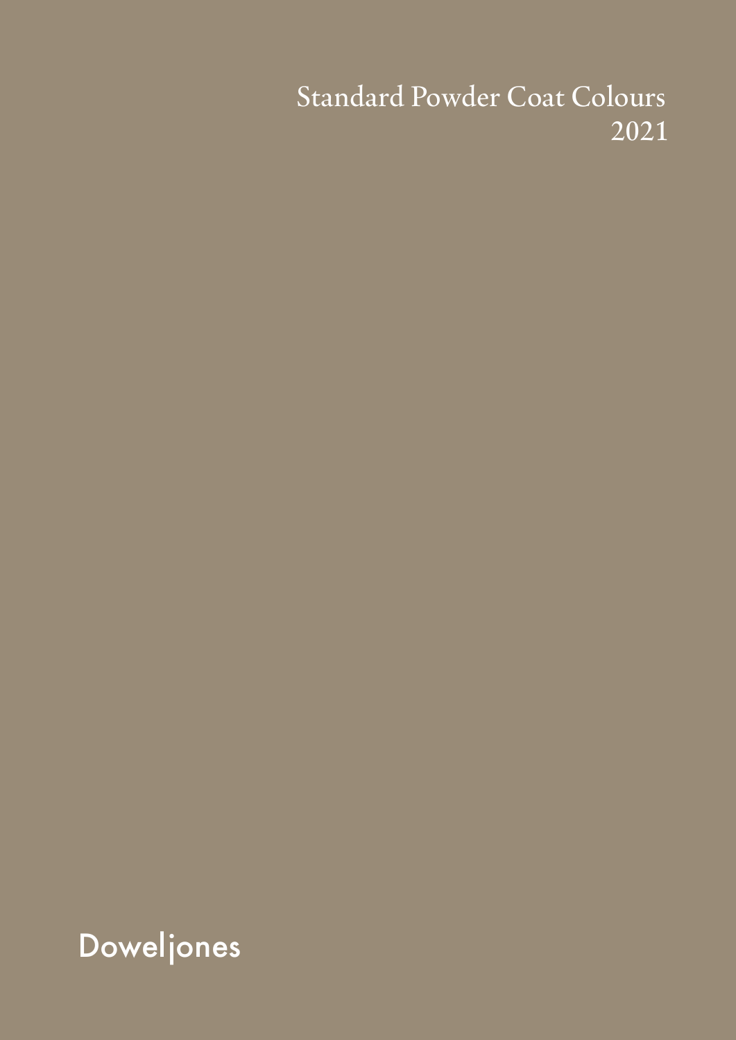# Standard Powder Coat Colours 2021

Doweljones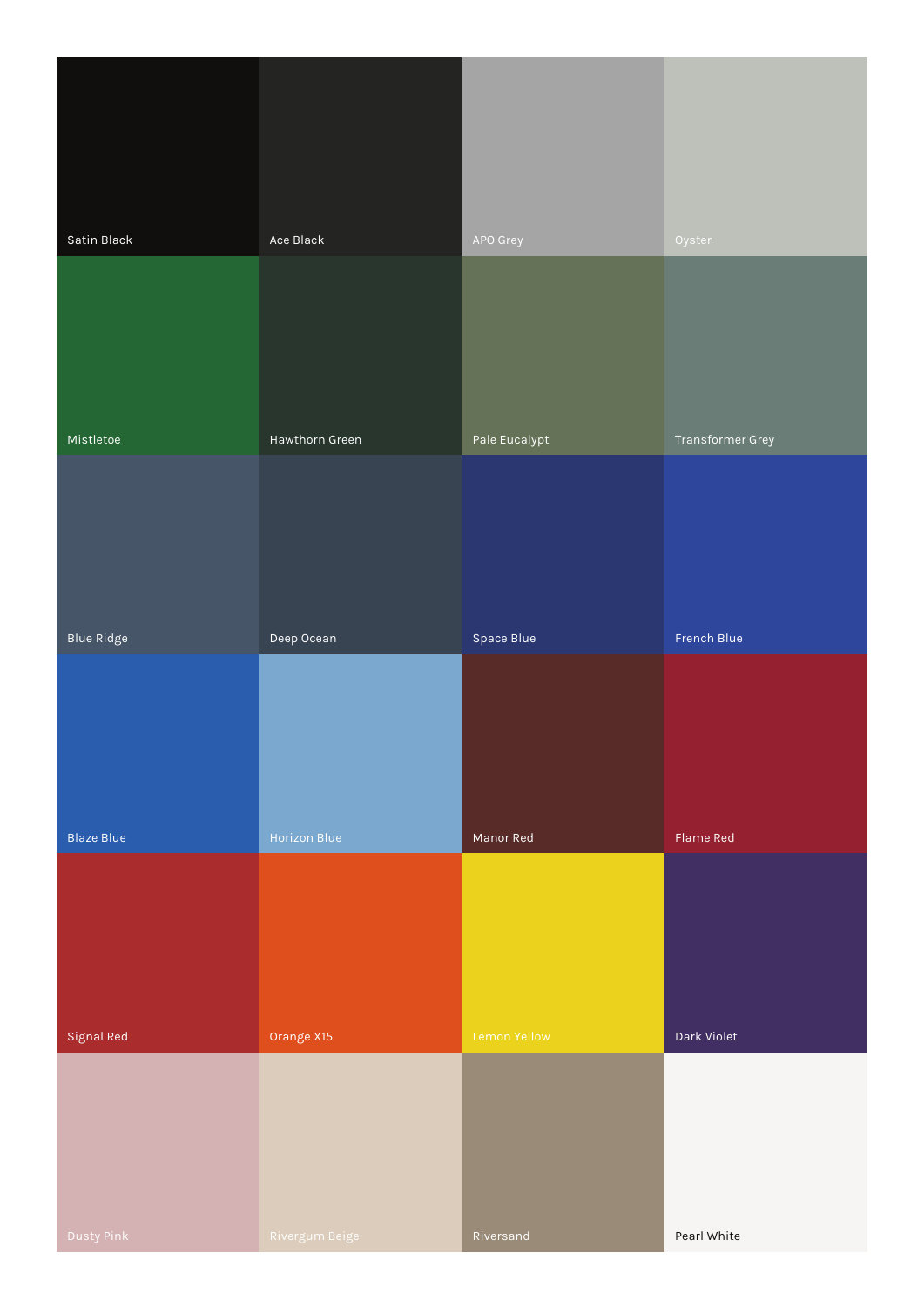| | | | |
|---|---|---|---|
| Satin Black | Ace Black | APO Grey | Oyster |
| Mistletoe | Hawthorn Green | Pale Eucalypt | Transformer Grey |
| Blue Ridge | Deep Ocean | Space Blue | French Blue |
| Blaze Blue | Horizon Blue | Manor Red | Flame Red |
| Signal Red | Orange X15 | Lemon Yellow | Dark Violet |
| Dusty Pink | Rivergum Beige | Riversand | Pearl White |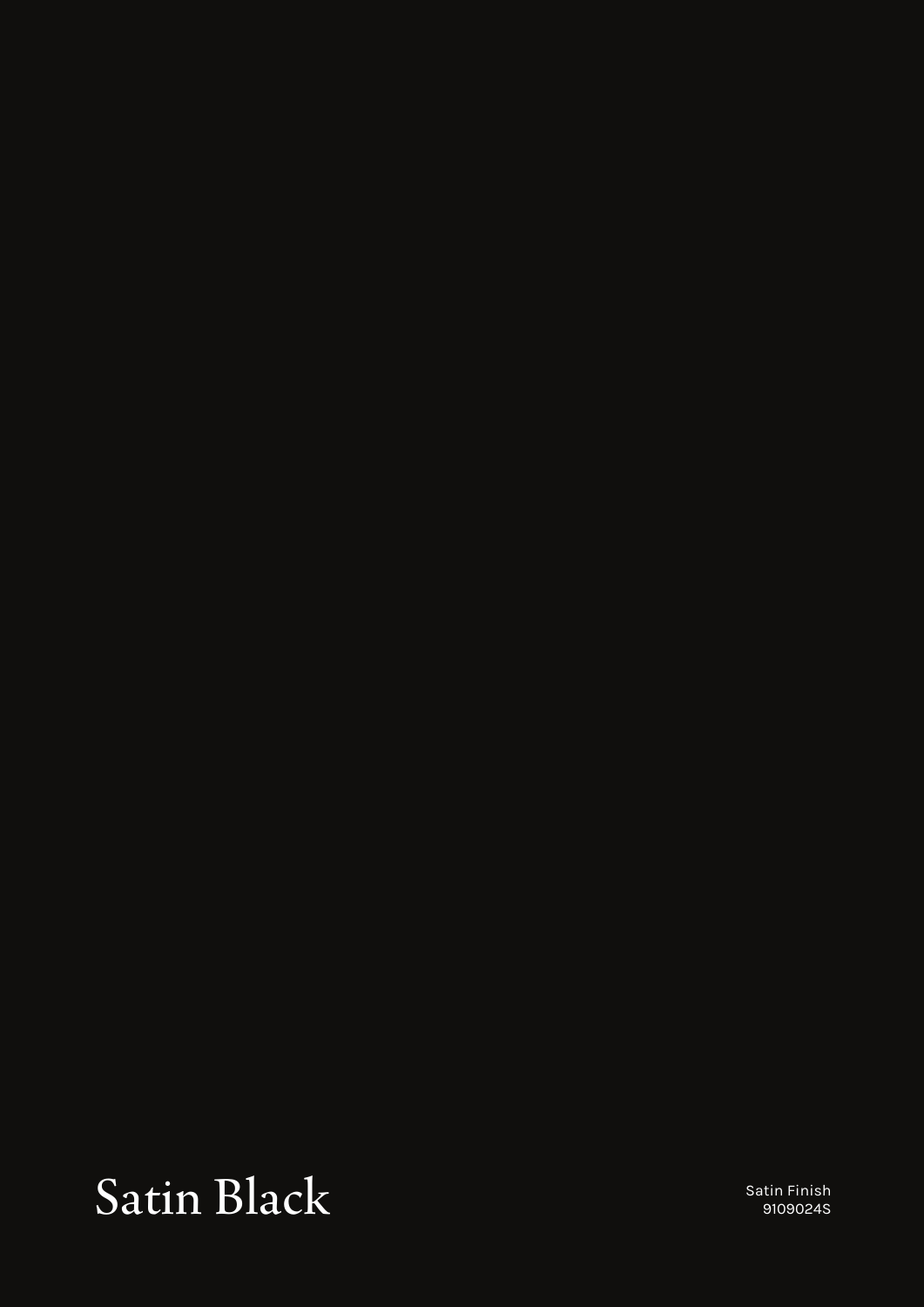# Satin Black

Satin Finish
9109024S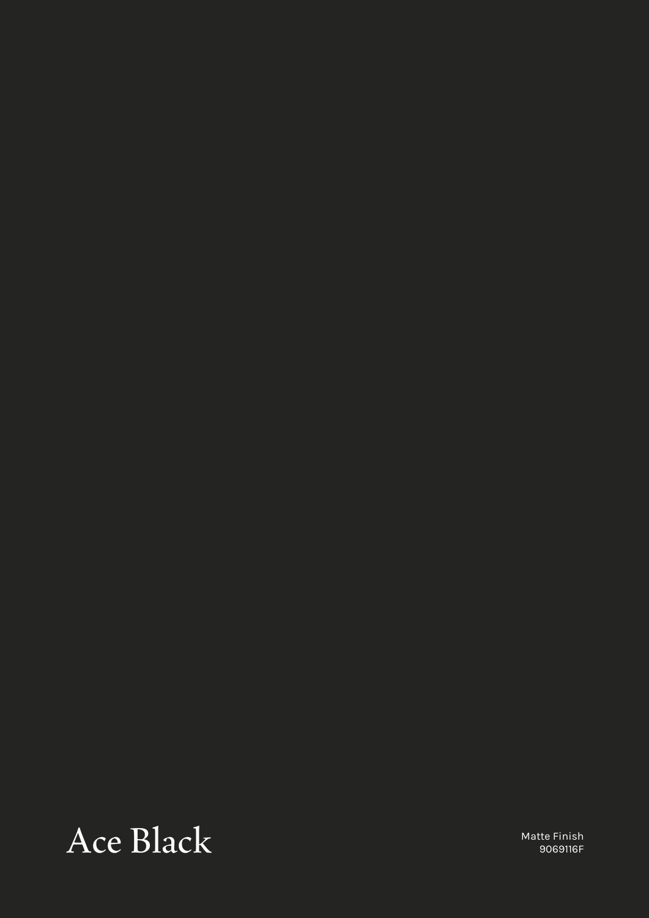# Ace Black

Matte Finish
9069116F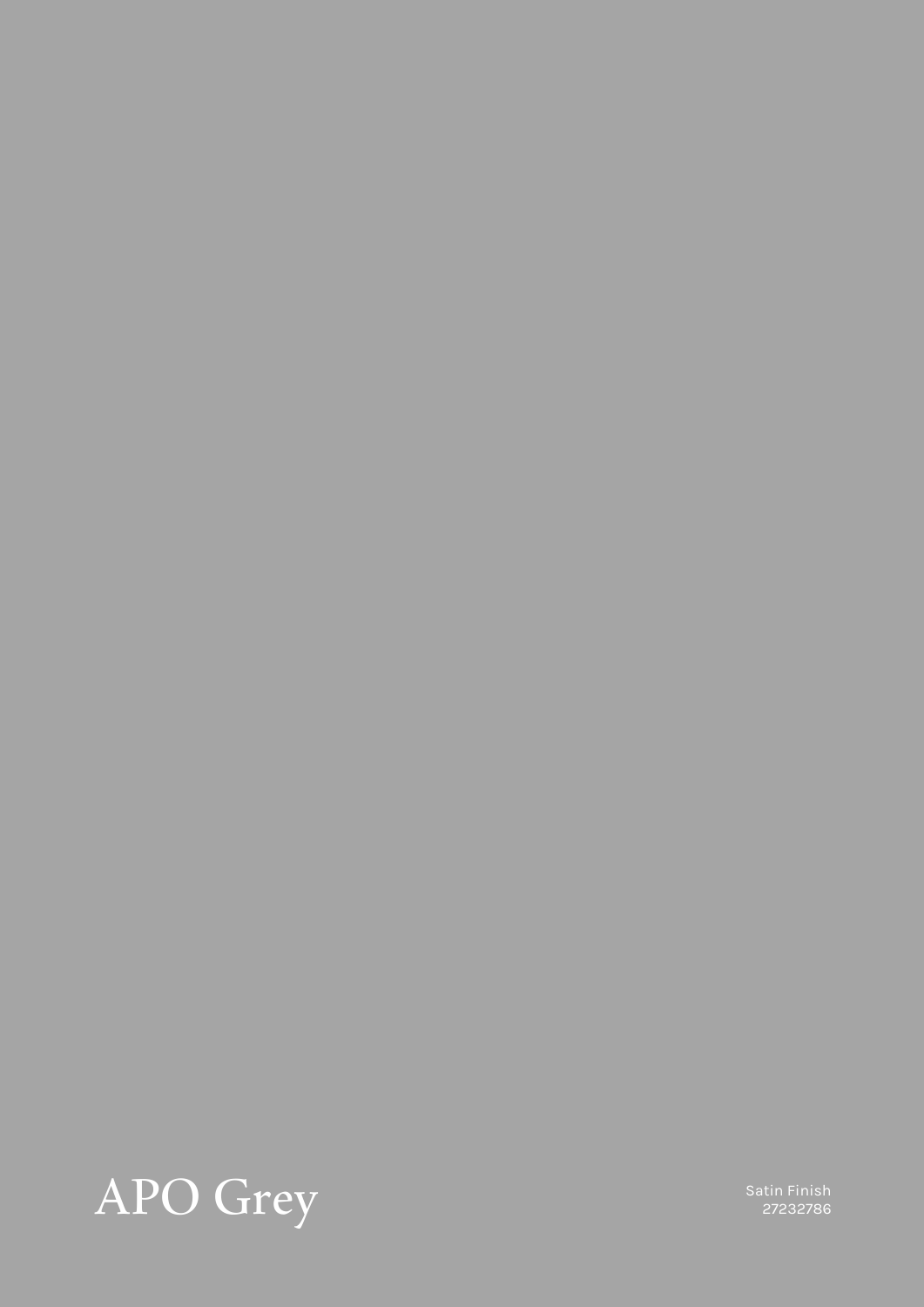APO Grey

Satin Finish
27232786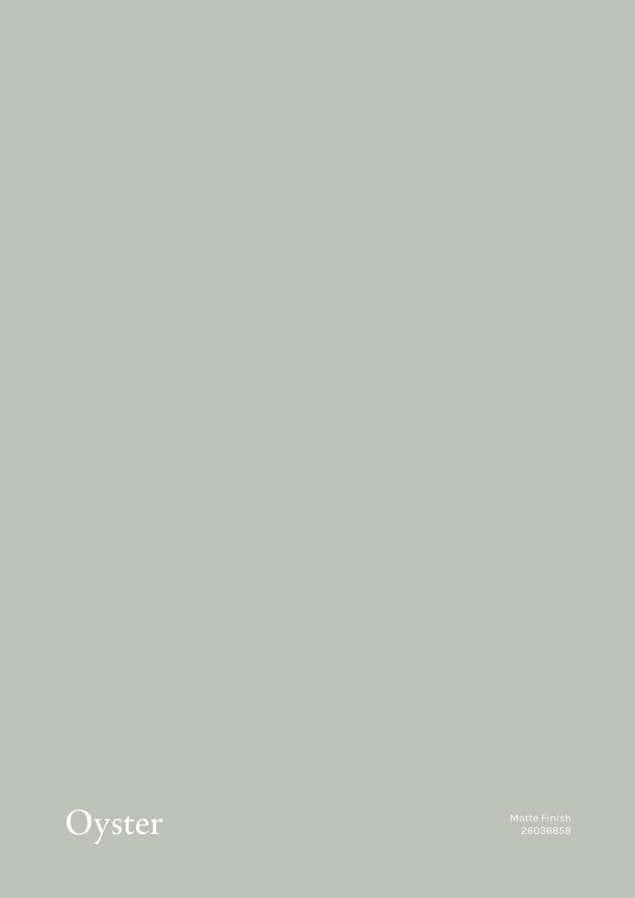# Oyster

Matte Finish
26036858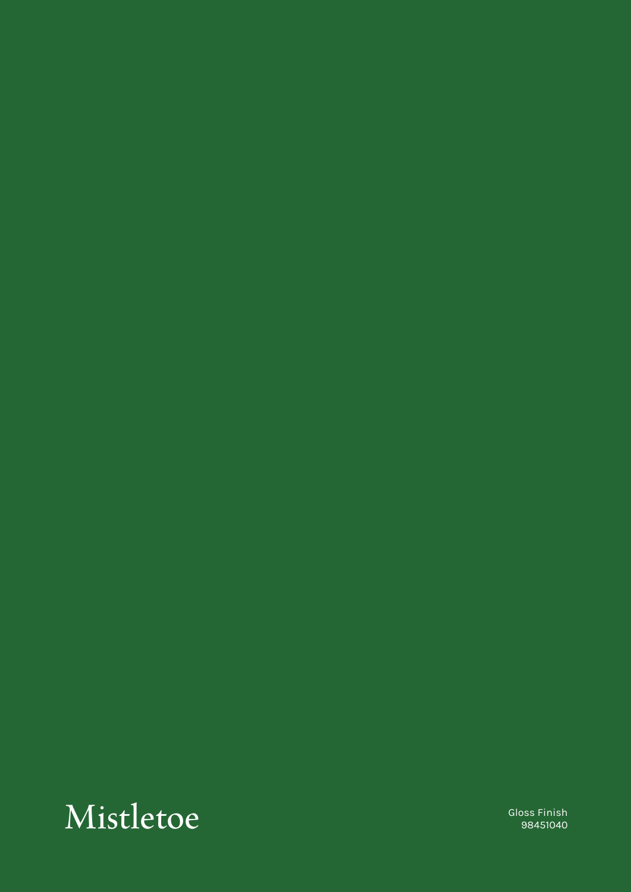# Mistletoe

Gloss Finish
98451040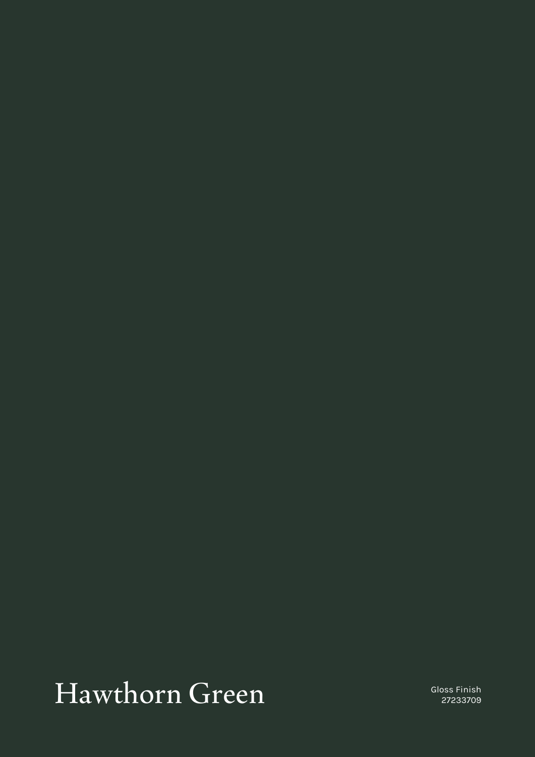# Hawthorn Green

Gloss Finish
27233709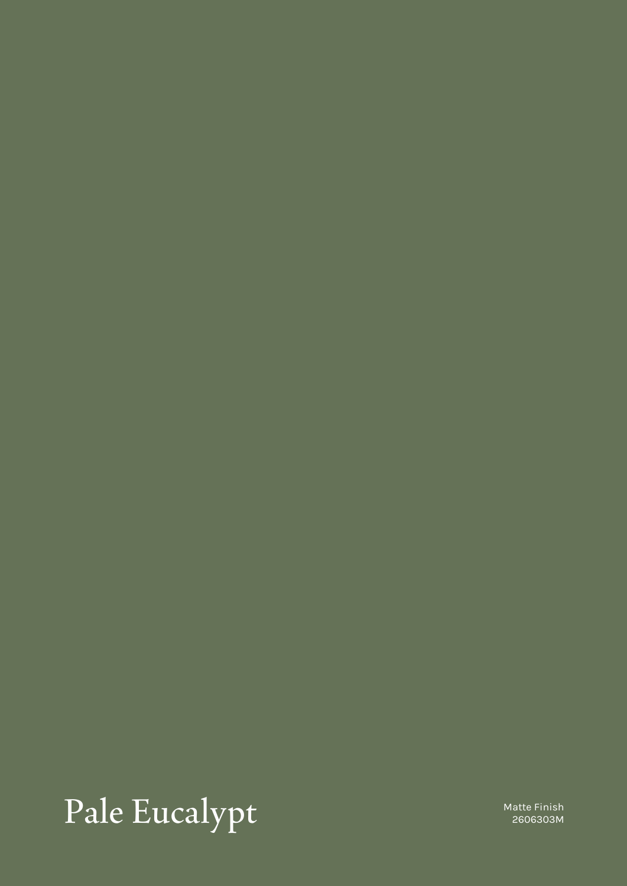# Pale Eucalypt

Matte Finish
2606303M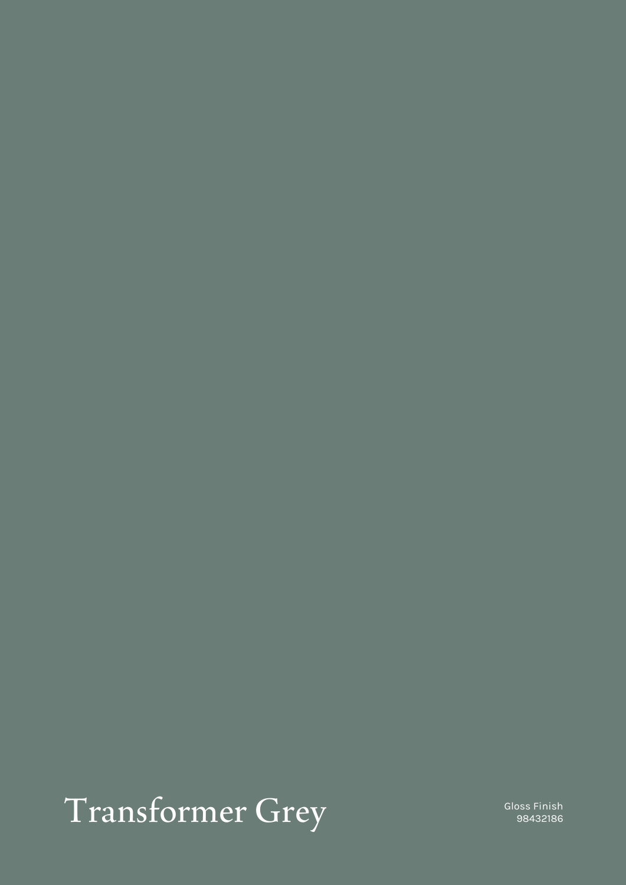# Transformer Grey

Gloss Finish
98432186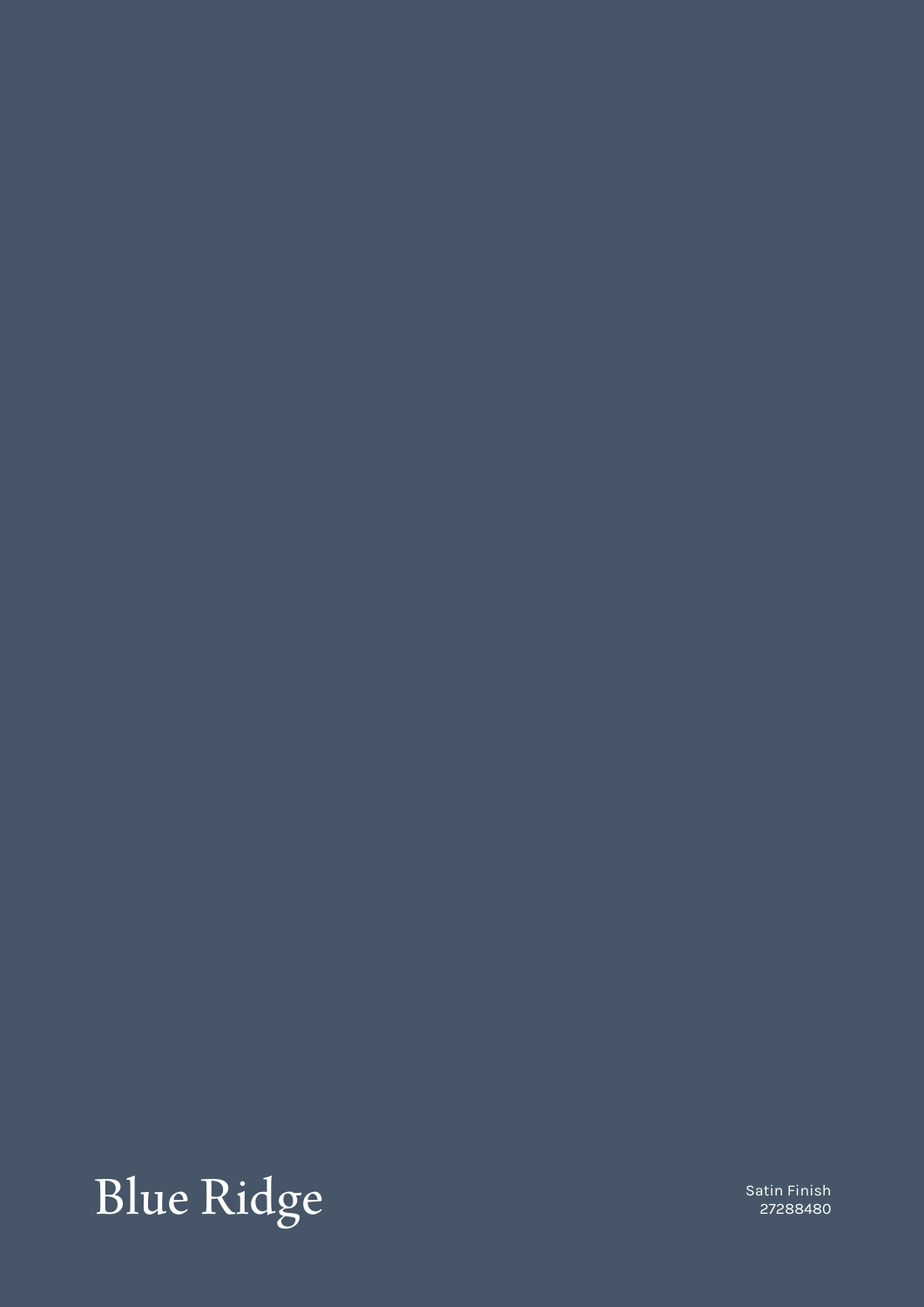# Blue Ridge

Satin Finish
27288480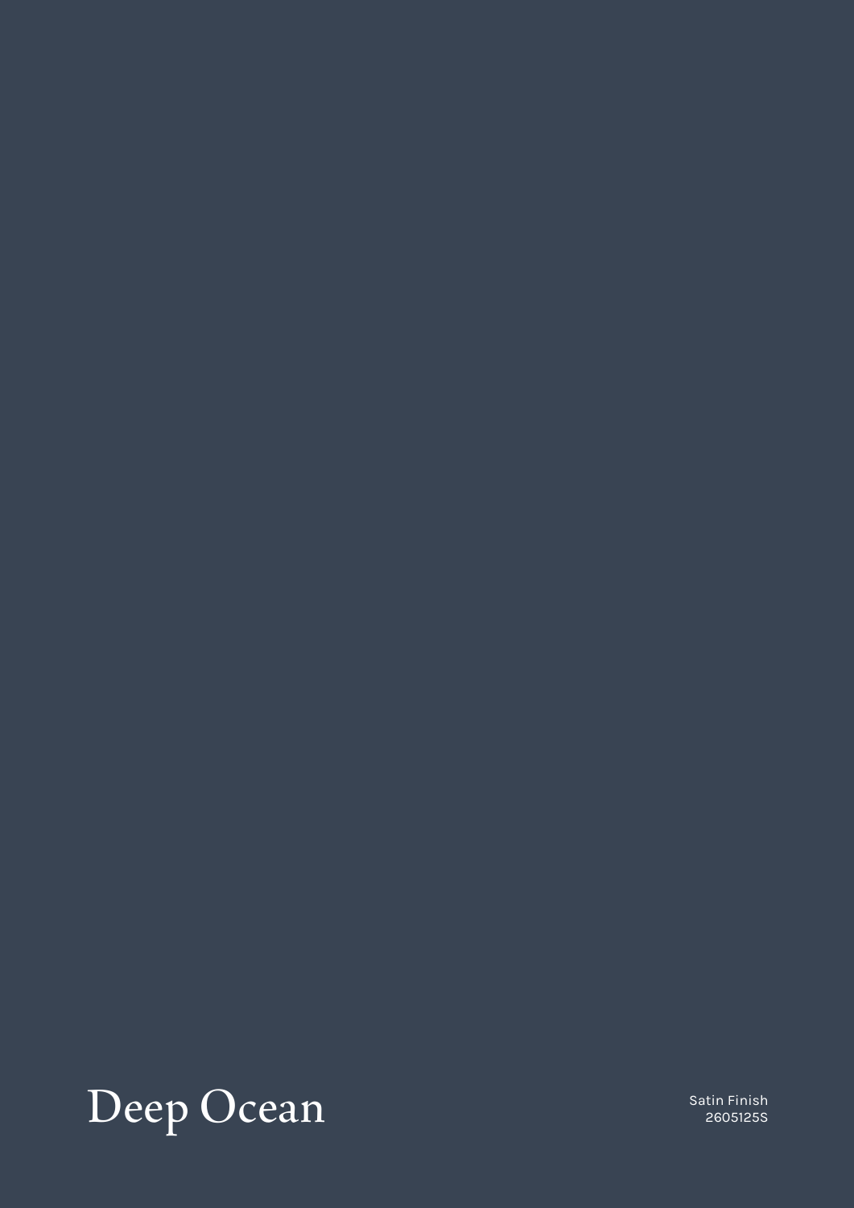# Deep Ocean

Satin Finish
2605125S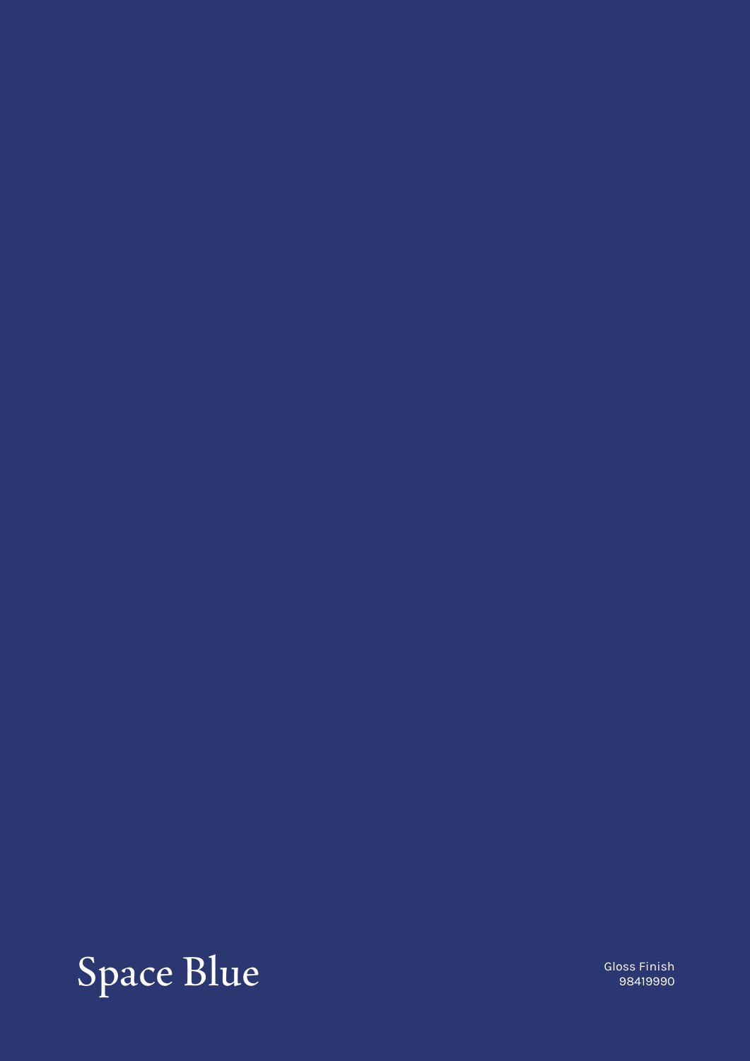# Space Blue

Gloss Finish
98419990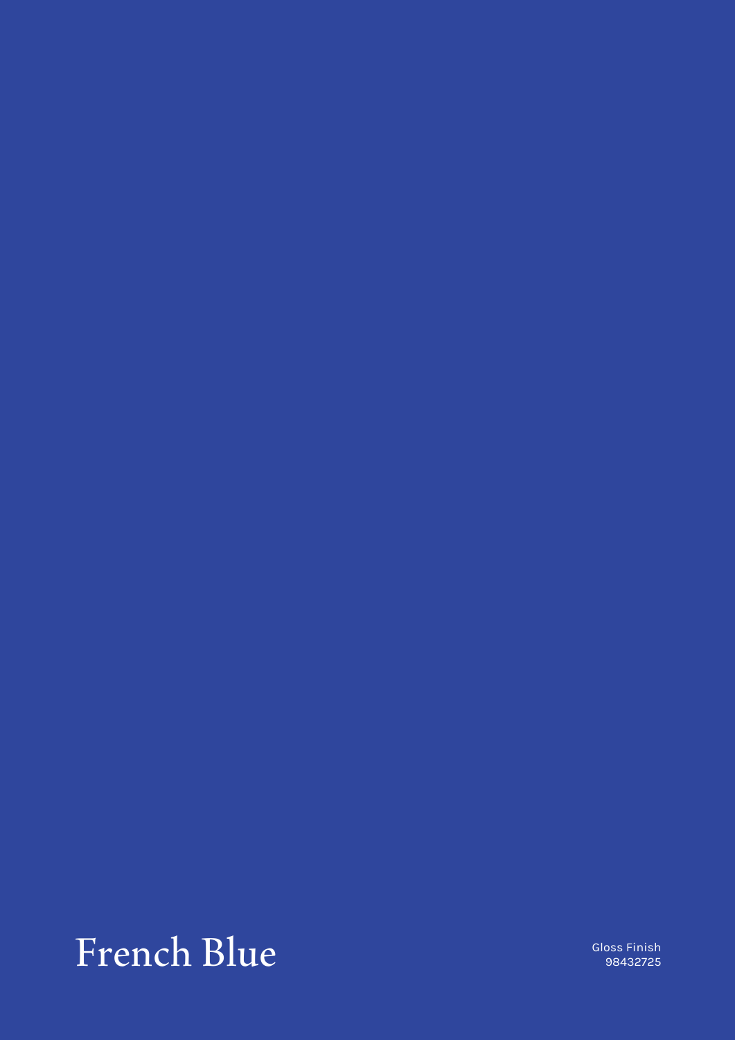# French Blue

Gloss Finish
98432725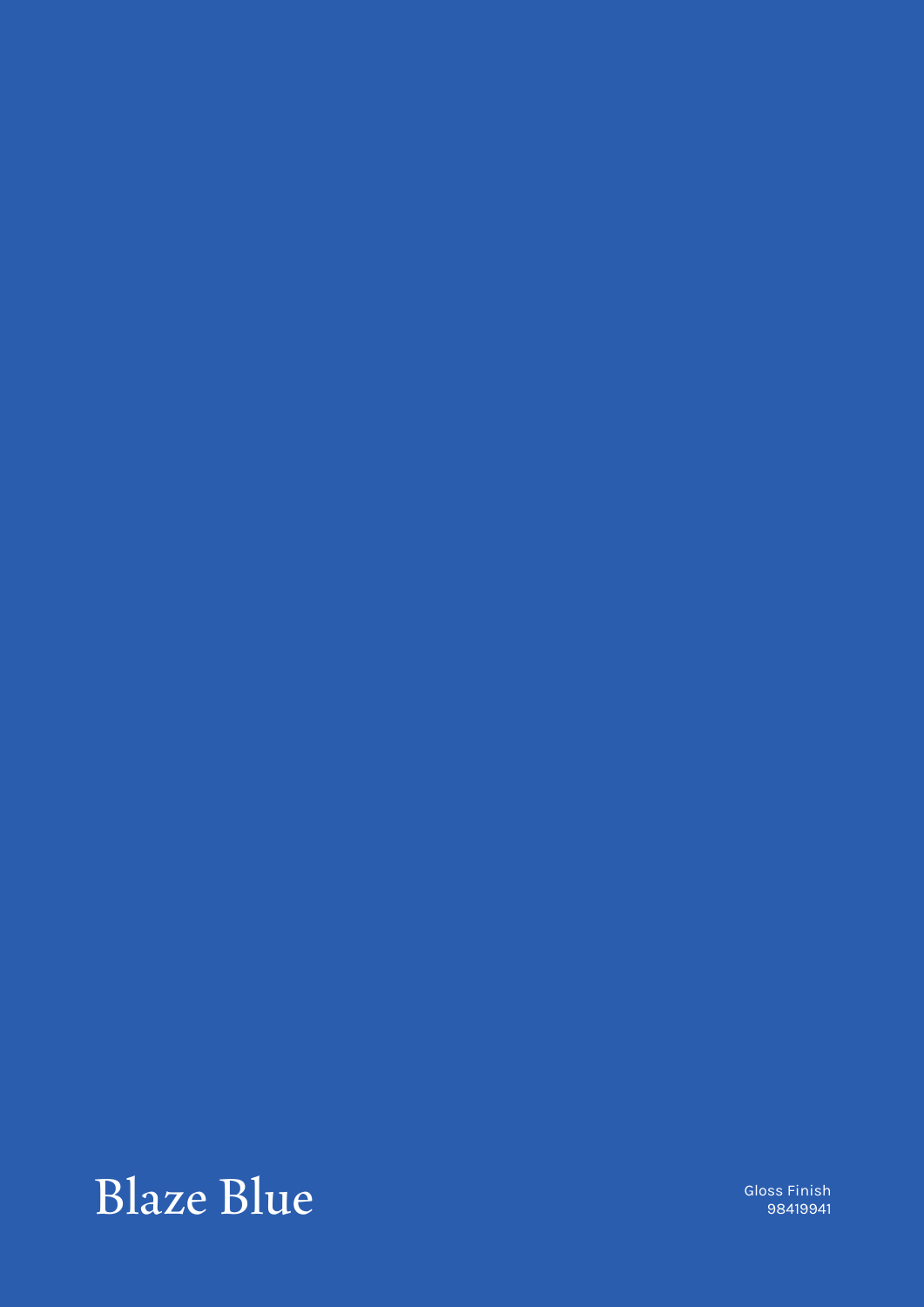# Blaze Blue

Gloss Finish
98419941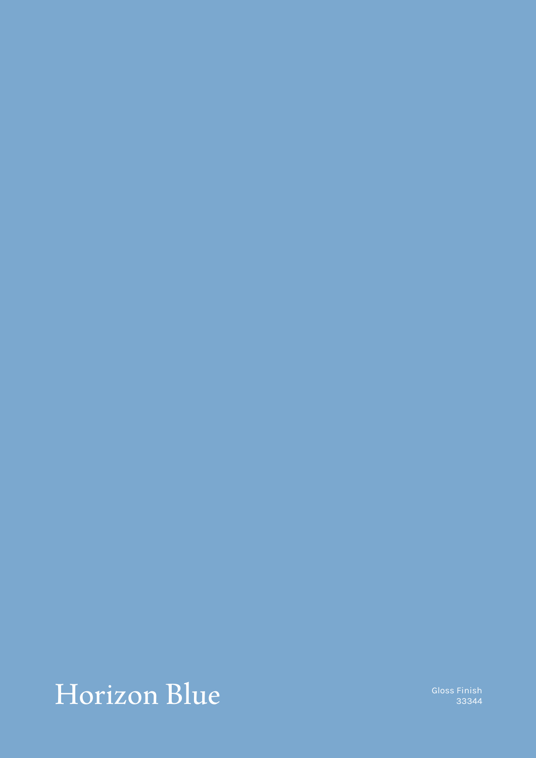# Horizon Blue

Gloss Finish
33344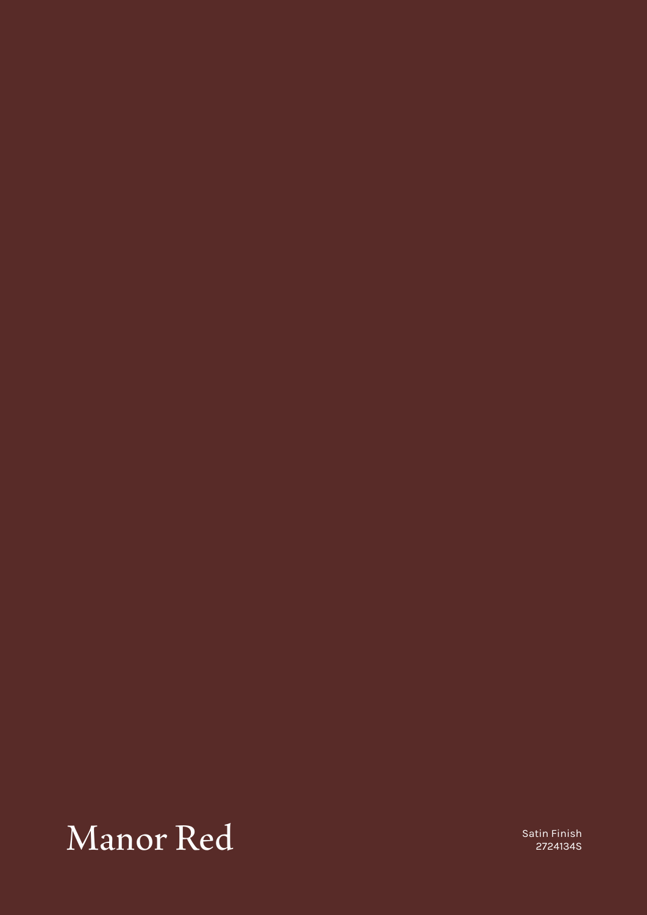# Manor Red

Satin Finish
2724134S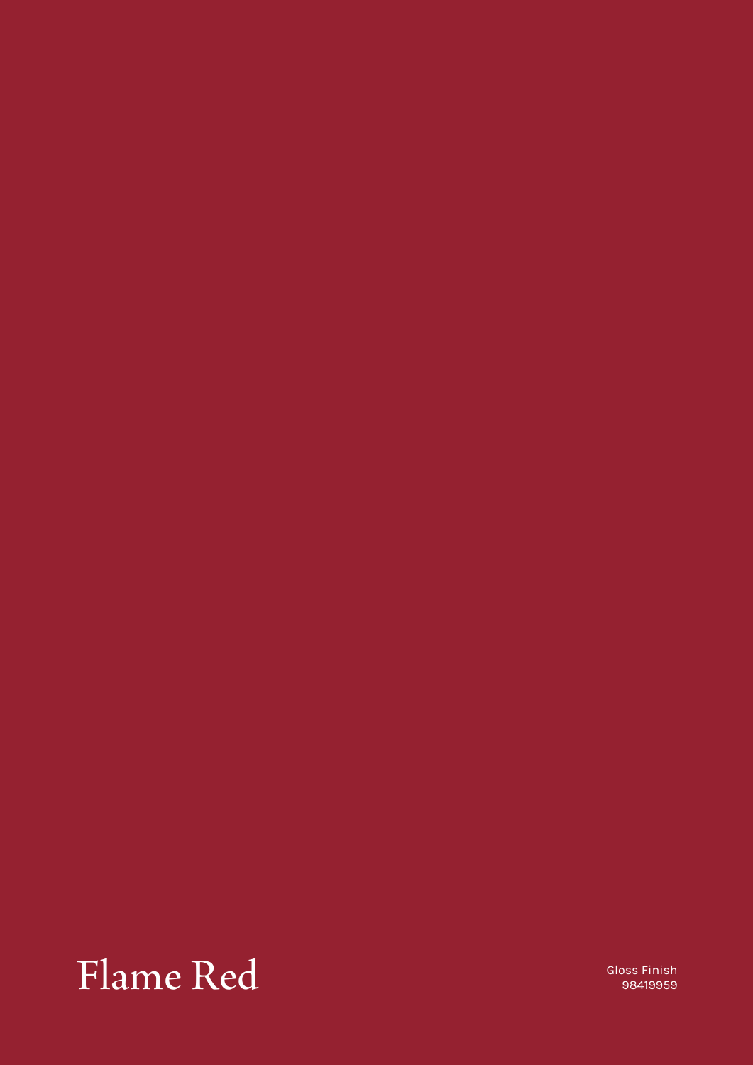# Flame Red

Gloss Finish
98419959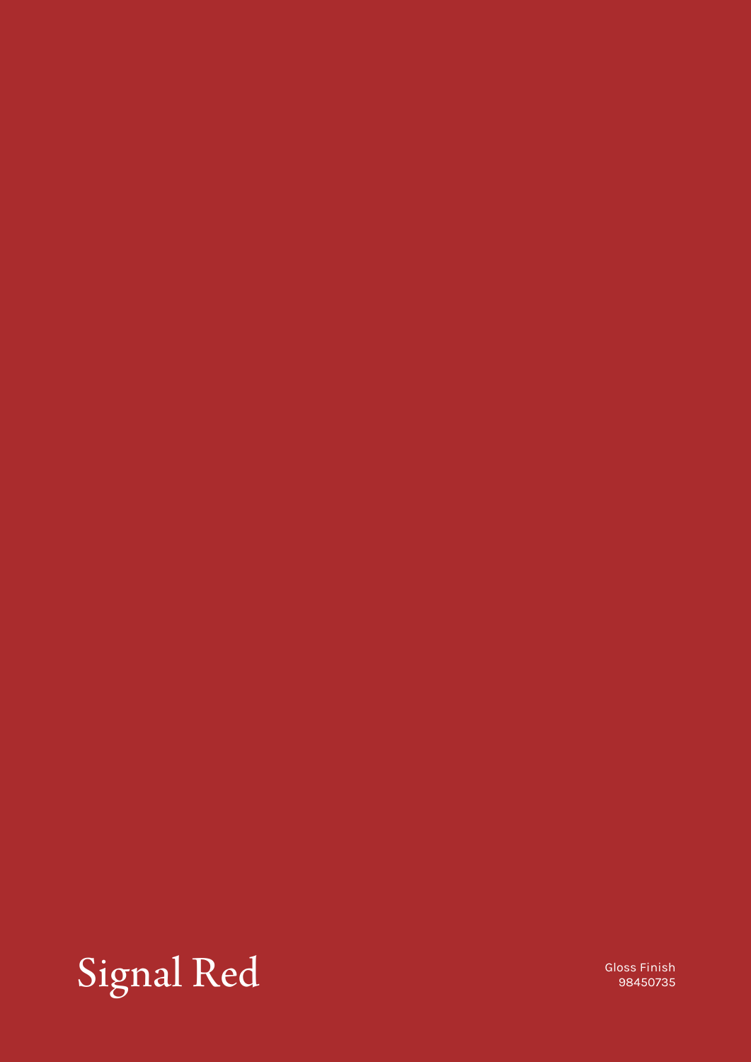# Signal Red

Gloss Finish
98450735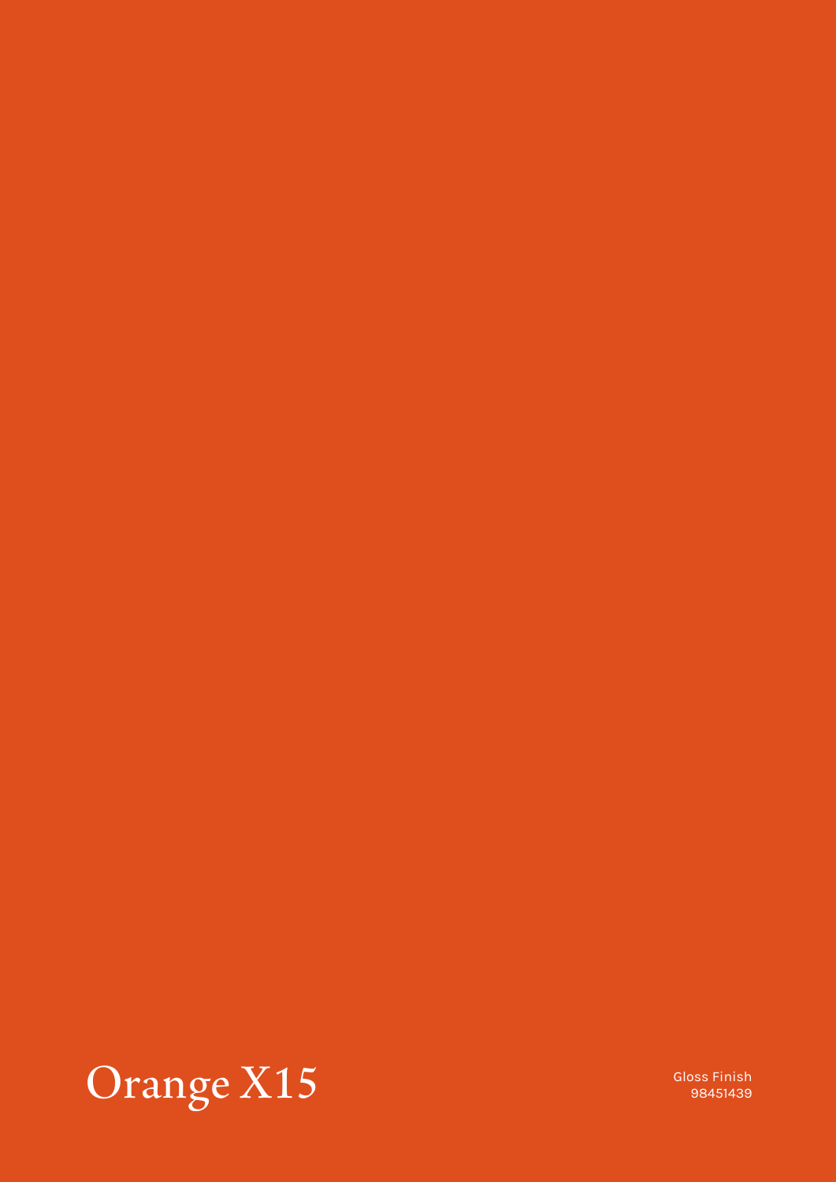# Orange X15

Gloss Finish
98451439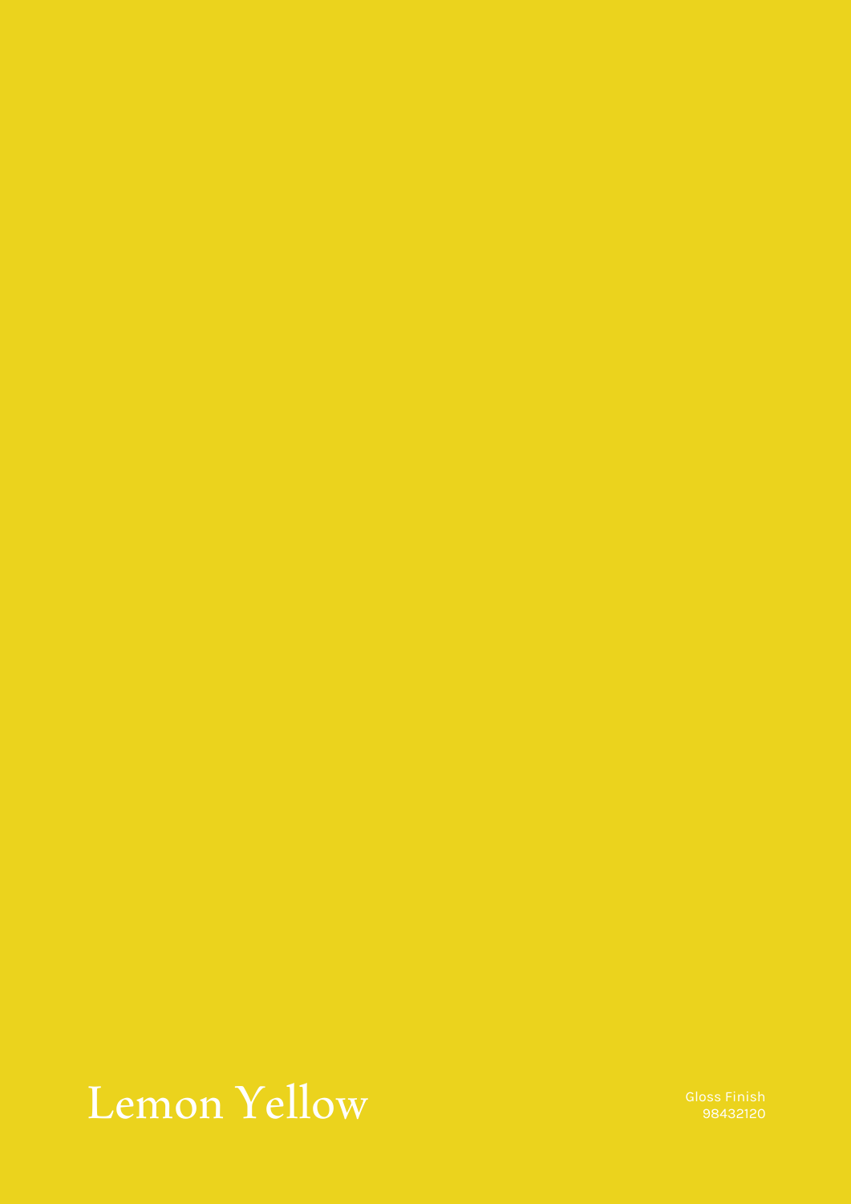# Lemon Yellow

Gloss Finish
98432120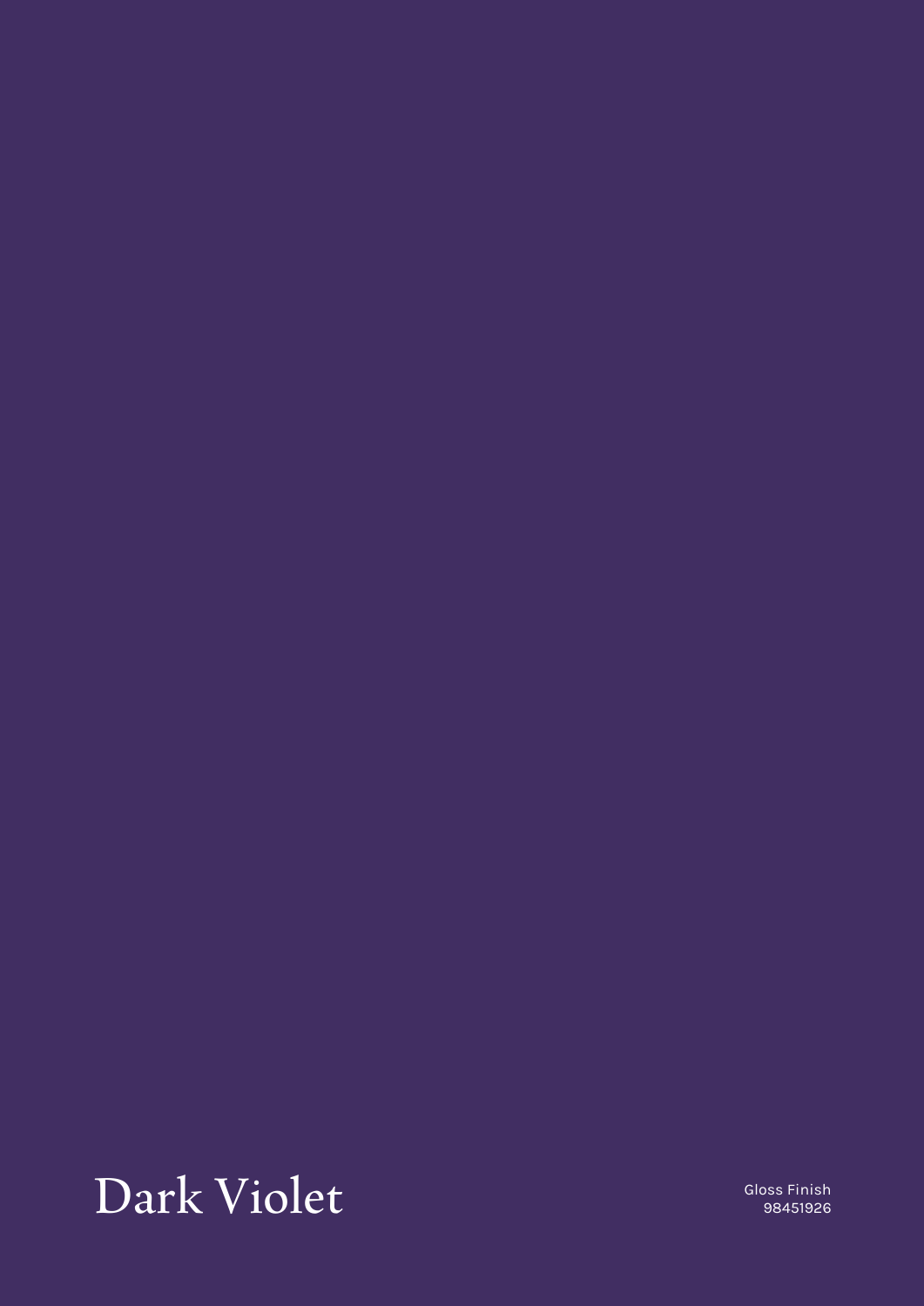# Dark Violet

Gloss Finish
98451926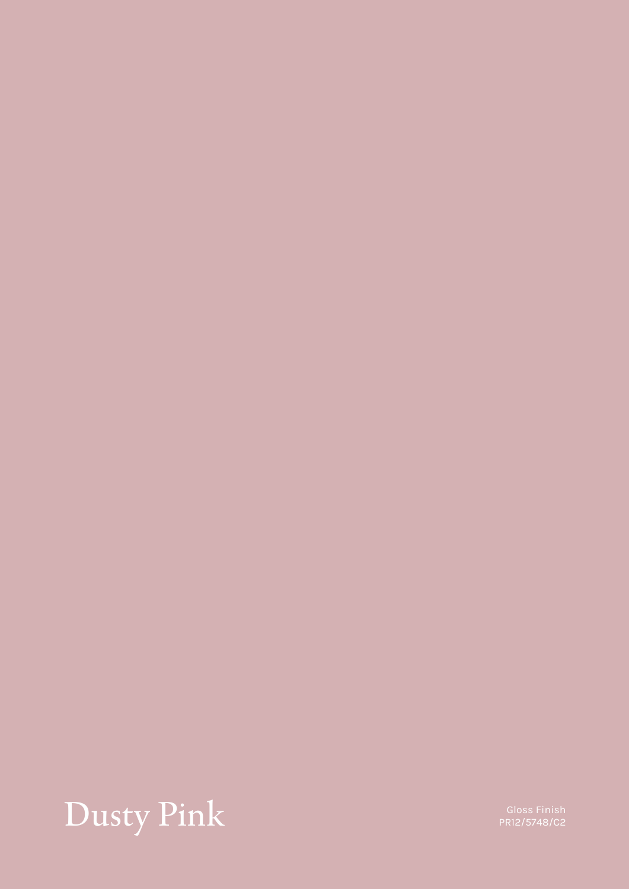# Dusty Pink

Gloss Finish
PR12/5748/C2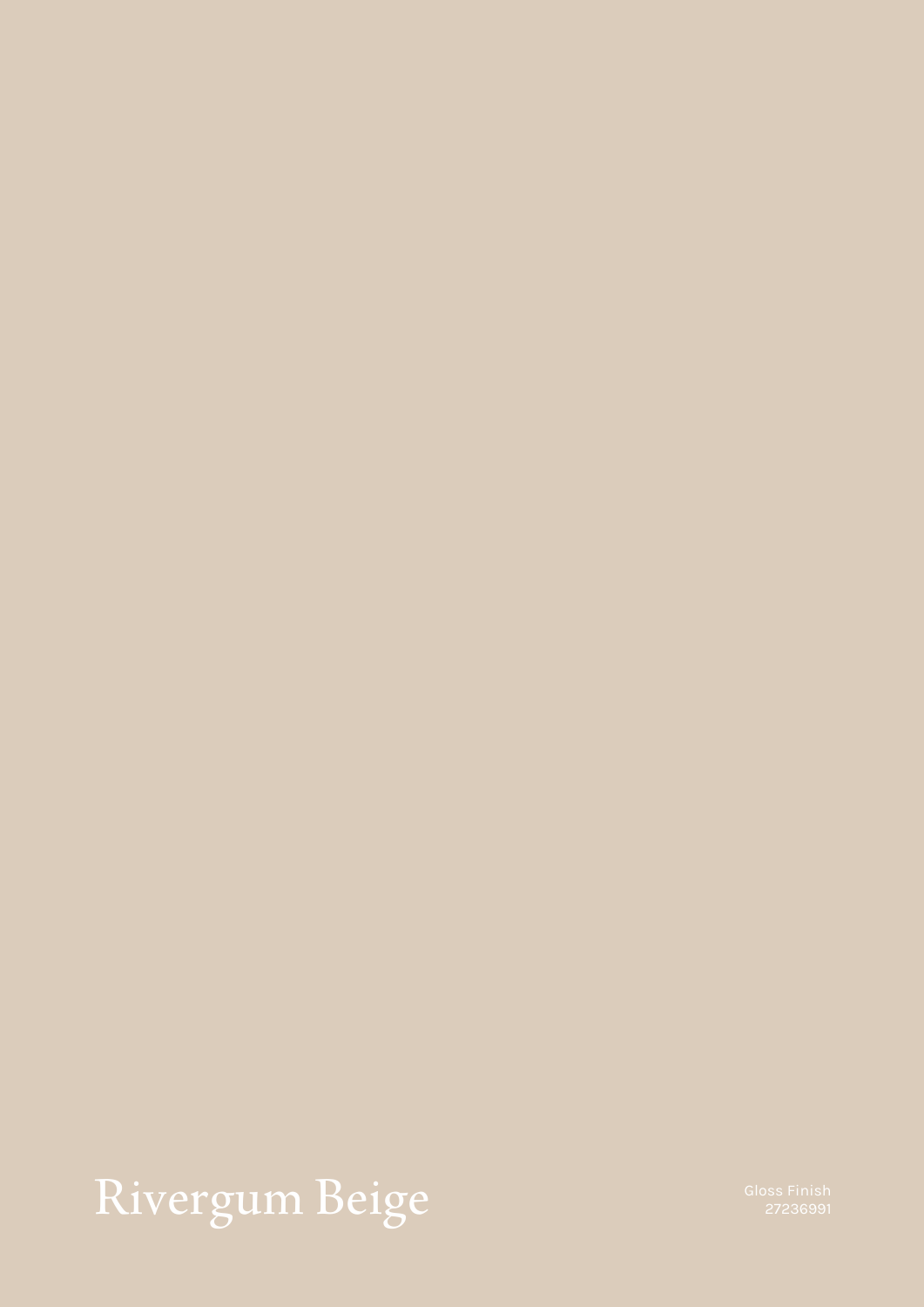# Rivergum Beige

Gloss Finish
27236991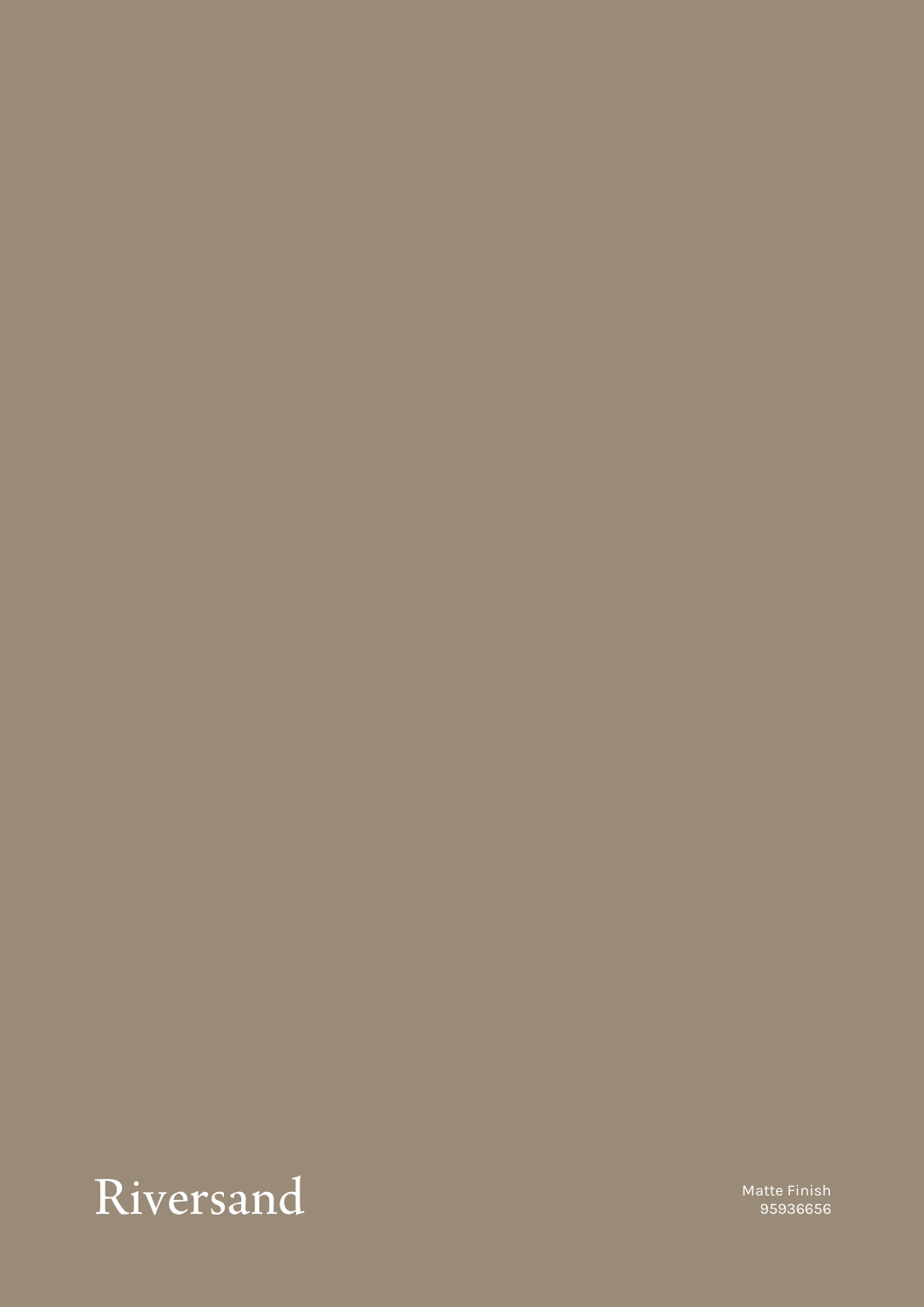Riversand

Matte Finish
95936656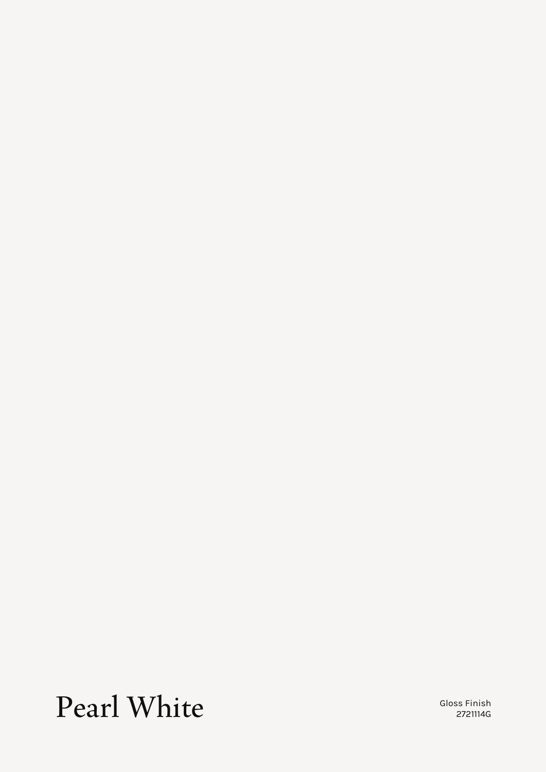# Pearl White

Gloss Finish
2721114G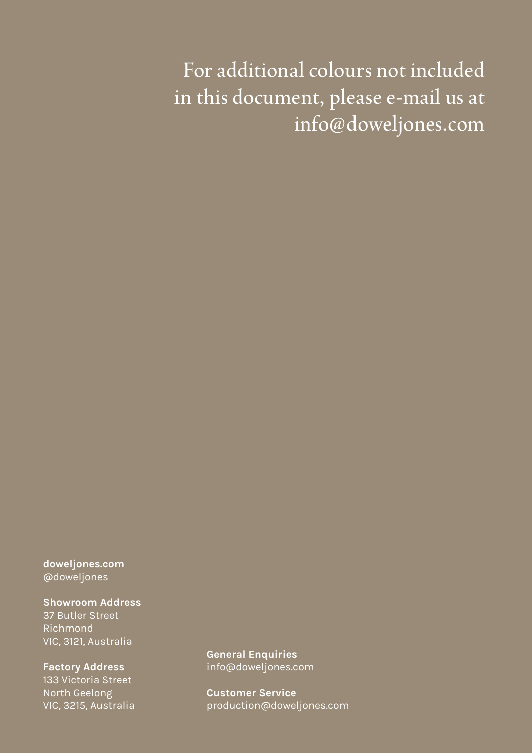For additional colours not included in this document, please e-mail us at info@doweljones.com

**doweljones.com**
@doweljones

**Showroom Address**
37 Butler Street
Richmond
VIC, 3121, Australia

**Factory Address**
133 Victoria Street
North Geelong
VIC, 3215, Australia

**General Enquiries**
info@doweljones.com

**Customer Service**
production@doweljones.com